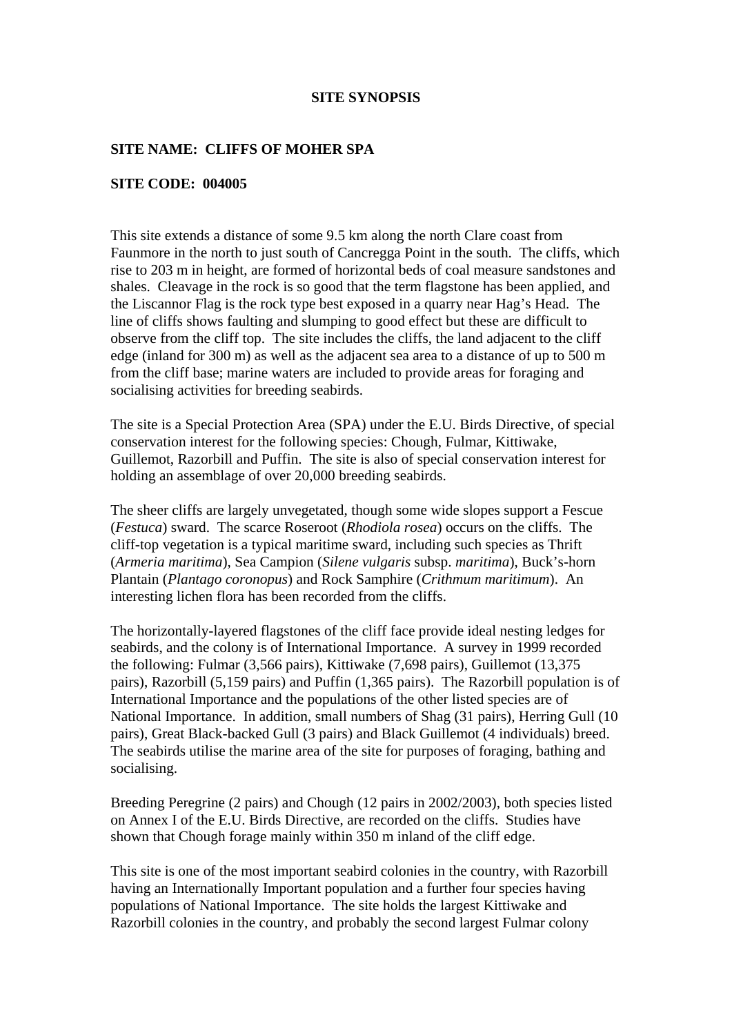# SITE SYNOPSIS

**SITE NAME: CLIFFS OF MOHER SPA**

**SITE CODE: 004005**

This site extends a distance of some 9.5 km along the north Clare coast from Faunmore in the north to just south of Cancregga Point in the south. The cliffs, which rise to 203 m in height, are formed of horizontal beds of coal measure sandstones and shales. Cleavage in the rock is so good that the term flagstone has been applied, and the Liscannor Flag is the rock type best exposed in a quarry near Hag's Head. The line of cliffs shows faulting and slumping to good effect but these are difficult to observe from the cliff top. The site includes the cliffs, the land adjacent to the cliff edge (inland for 300 m) as well as the adjacent sea area to a distance of up to 500 m from the cliff base; marine waters are included to provide areas for foraging and socialising activities for breeding seabirds.

The site is a Special Protection Area (SPA) under the E.U. Birds Directive, of special conservation interest for the following species: Chough, Fulmar, Kittiwake, Guillemot, Razorbill and Puffin. The site is also of special conservation interest for holding an assemblage of over 20,000 breeding seabirds.

The sheer cliffs are largely unvegetated, though some wide slopes support a Fescue (*Festuca*) sward. The scarce Roseroot (*Rhodiola rosea*) occurs on the cliffs. The cliff-top vegetation is a typical maritime sward, including such species as Thrift (*Armeria maritima*), Sea Campion (*Silene vulgaris* subsp. *maritima*), Buck's-horn Plantain (*Plantago coronopus*) and Rock Samphire (*Crithmum maritimum*). An interesting lichen flora has been recorded from the cliffs.

The horizontally-layered flagstones of the cliff face provide ideal nesting ledges for seabirds, and the colony is of International Importance. A survey in 1999 recorded the following: Fulmar (3,566 pairs), Kittiwake (7,698 pairs), Guillemot (13,375 pairs), Razorbill (5,159 pairs) and Puffin (1,365 pairs). The Razorbill population is of International Importance and the populations of the other listed species are of National Importance. In addition, small numbers of Shag (31 pairs), Herring Gull (10 pairs), Great Black-backed Gull (3 pairs) and Black Guillemot (4 individuals) breed. The seabirds utilise the marine area of the site for purposes of foraging, bathing and socialising.

Breeding Peregrine (2 pairs) and Chough (12 pairs in 2002/2003), both species listed on Annex I of the E.U. Birds Directive, are recorded on the cliffs. Studies have shown that Chough forage mainly within 350 m inland of the cliff edge.

This site is one of the most important seabird colonies in the country, with Razorbill having an Internationally Important population and a further four species having populations of National Importance. The site holds the largest Kittiwake and Razorbill colonies in the country, and probably the second largest Fulmar colony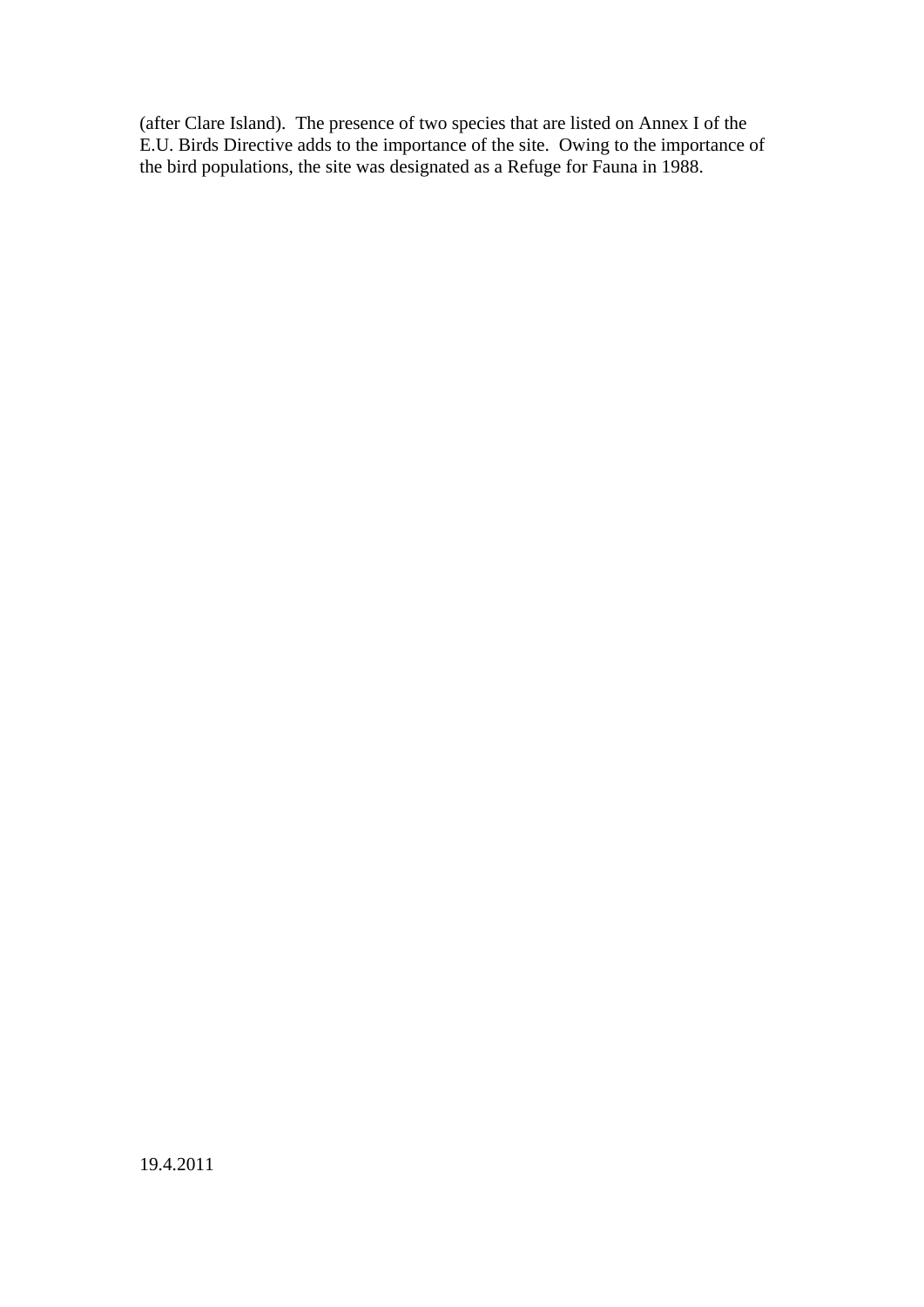(after Clare Island). The presence of two species that are listed on Annex I of the E.U. Birds Directive adds to the importance of the site. Owing to the importance of the bird populations, the site was designated as a Refuge for Fauna in 1988.

19.4.2011